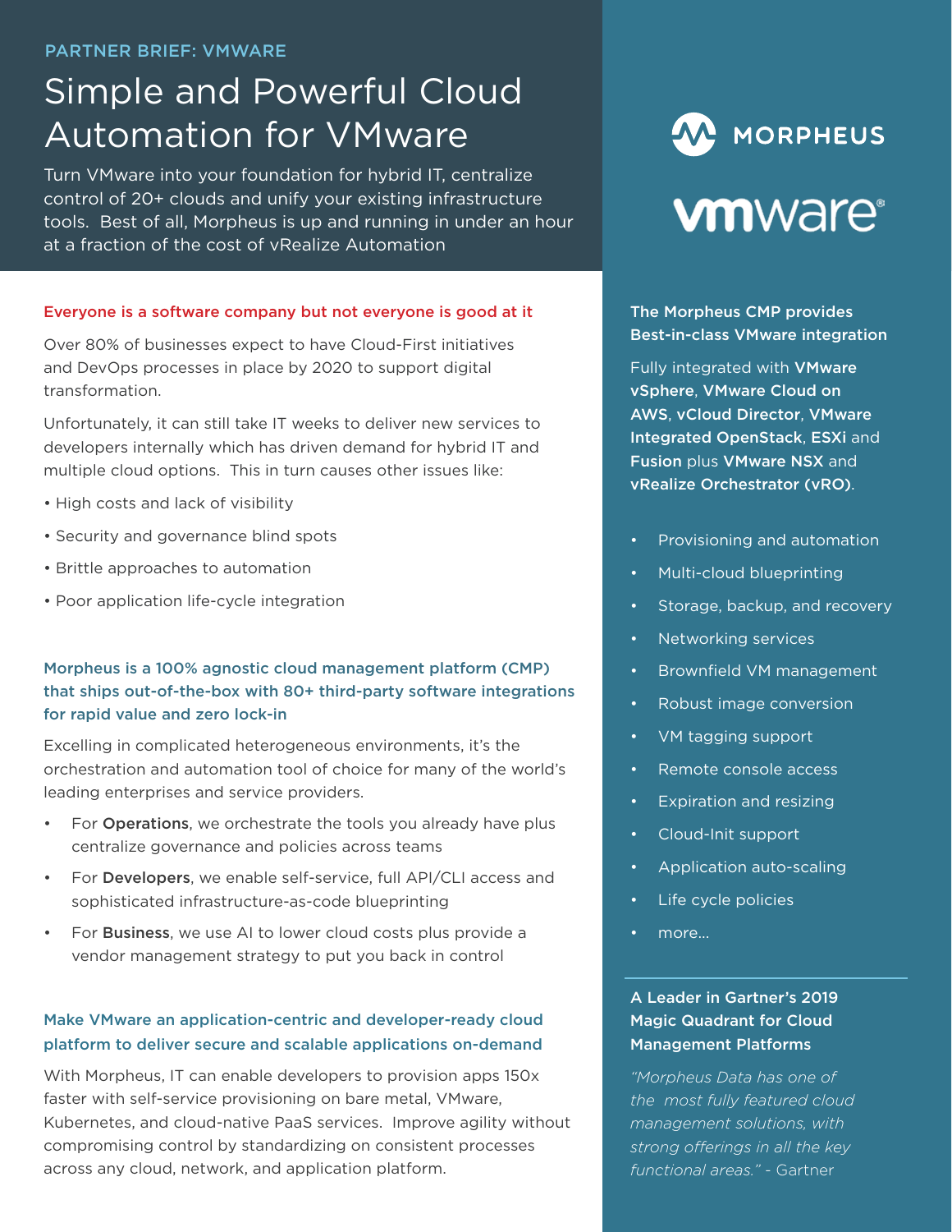PARTNER BRIEF: VMWARE

# Simple and Powerful Cloud Automation for VMware

Turn VMware into your foundation for hybrid IT, centralize control of 20+ clouds and unify your existing infrastructure tools. Best of all, Morpheus is up and running in under an hour at a fraction of the cost of vRealize Automation

MORPHEUS

vmware

## Everyone is a software company but not everyone is good at it

Over 80% of businesses expect to have Cloud-First initiatives and DevOps processes in place by 2020 to support digital transformation.

Unfortunately, it can still take IT weeks to deliver new services to developers internally which has driven demand for hybrid IT and multiple cloud options. This in turn causes other issues like:

- High costs and lack of visibility
- Security and governance blind spots
- Brittle approaches to automation
- Poor application life-cycle integration

## Morpheus is a 100% agnostic cloud management platform (CMP) that ships out-of-the-box with 80+ third-party software integrations for rapid value and zero lock-in

Excelling in complicated heterogeneous environments, it's the orchestration and automation tool of choice for many of the world's leading enterprises and service providers.

- For **Operations**, we orchestrate the tools you already have plus centralize governance and policies across teams
- For **Developers**, we enable self-service, full API/CLI access and sophisticated infrastructure-as-code blueprinting
- For **Business**, we use AI to lower cloud costs plus provide a vendor management strategy to put you back in control

## Make VMware an application-centric and developer-ready cloud platform to deliver secure and scalable applications on-demand

With Morpheus, IT can enable developers to provision apps 150x faster with self-service provisioning on bare metal, VMware, Kubernetes, and cloud-native PaaS services. Improve agility without compromising control by standardizing on consistent processes across any cloud, network, and application platform.

## The Morpheus CMP provides Best-in-class VMware integration

Fully integrated with **VMware vSphere**, **VMware Cloud on AWS**, **vCloud Director**, **VMware Integrated OpenStack**, **ESXi** and **Fusion** plus **VMware NSX** and **vRealize Orchestrator (vRO)**.

- Provisioning and automation
- Multi-cloud blueprinting
- Storage, backup, and recovery
- Networking services
- Brownfield VM management
- Robust image conversion
- VM tagging support
- Remote console access
- Expiration and resizing
- Cloud-Init support
- Application auto-scaling
- Life cycle policies
- more...

## A Leader in Gartner's 2019 Magic Quadrant for Cloud Management Platforms

*"Morpheus Data has one of the most fully featured cloud management solutions, with strong offerings in all the key functional areas."* - Gartner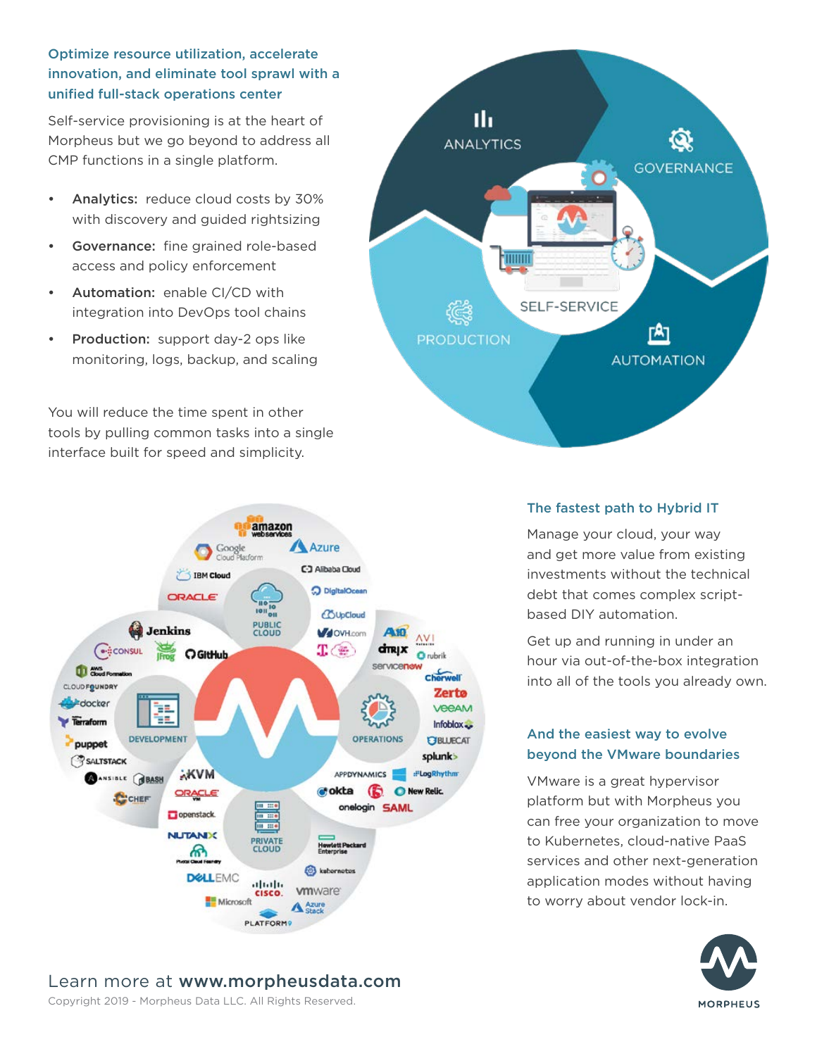## Optimize resource utilization, accelerate innovation, and eliminate tool sprawl with a unified full-stack operations center

Self-service provisioning is at the heart of Morpheus but we go beyond to address all CMP functions in a single platform.

- **Analytics:** reduce cloud costs by 30% with discovery and guided rightsizing
- **Governance:** fine grained role-based access and policy enforcement
- **Automation:** enable CI/CD with integration into DevOps tool chains
- **Production:** support day-2 ops like monitoring, logs, backup, and scaling

You will reduce the time spent in other tools by pulling common tasks into a single interface built for speed and simplicity.

ANALYTICS
GOVERNANCE
SELF-SERVICE
PRODUCTION
AUTOMATION

PUBLIC CLOUD
DEVELOPMENT
OPERATIONS
PRIVATE CLOUD

## The fastest path to Hybrid IT

Manage your cloud, your way and get more value from existing investments without the technical debt that comes complex script-based DIY automation.

Get up and running in under an hour via out-of-the-box integration into all of the tools you already own.

## And the easiest way to evolve beyond the VMware boundaries

VMware is a great hypervisor platform but with Morpheus you can free your organization to move to Kubernetes, cloud-native PaaS services and other next-generation application modes without having to worry about vendor lock-in.

Learn more at **www.morpheusdata.com**

Copyright 2019 - Morpheus Data LLC. All Rights Reserved.

MORPHEUS